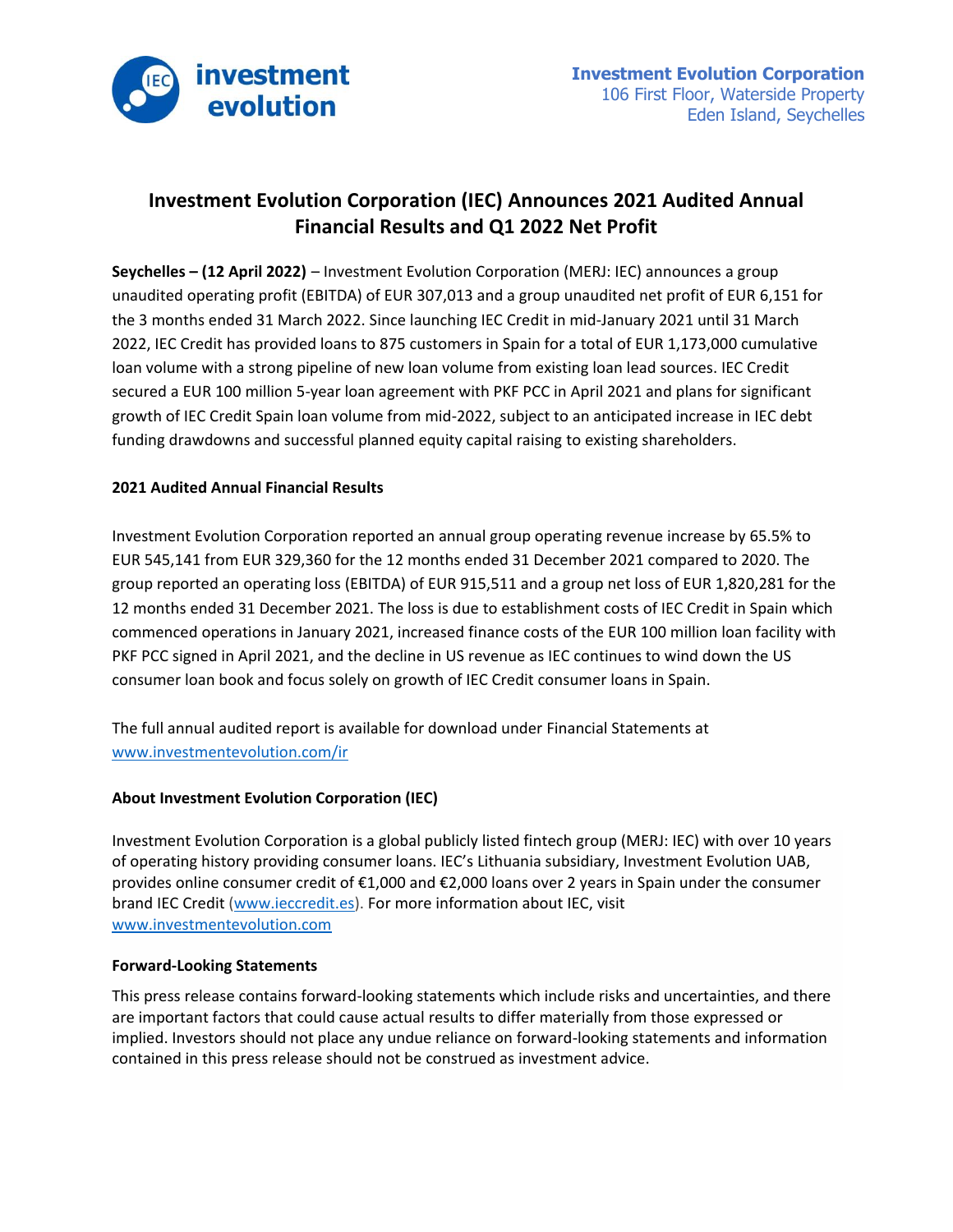**Investment Evolution Corporation**
106 First Floor, Waterside Property
Eden Island, Seychelles

# Investment Evolution Corporation (IEC) Announces 2021 Audited Annual Financial Results and Q1 2022 Net Profit

**Seychelles – (12 April 2022)** – Investment Evolution Corporation (MERJ: IEC) announces a group unaudited operating profit (EBITDA) of EUR 307,013 and a group unaudited net profit of EUR 6,151 for the 3 months ended 31 March 2022. Since launching IEC Credit in mid-January 2021 until 31 March 2022, IEC Credit has provided loans to 875 customers in Spain for a total of EUR 1,173,000 cumulative loan volume with a strong pipeline of new loan volume from existing loan lead sources. IEC Credit secured a EUR 100 million 5-year loan agreement with PKF PCC in April 2021 and plans for significant growth of IEC Credit Spain loan volume from mid-2022, subject to an anticipated increase in IEC debt funding drawdowns and successful planned equity capital raising to existing shareholders.

**2021 Audited Annual Financial Results**

Investment Evolution Corporation reported an annual group operating revenue increase by 65.5% to EUR 545,141 from EUR 329,360 for the 12 months ended 31 December 2021 compared to 2020. The group reported an operating loss (EBITDA) of EUR 915,511 and a group net loss of EUR 1,820,281 for the 12 months ended 31 December 2021. The loss is due to establishment costs of IEC Credit in Spain which commenced operations in January 2021, increased finance costs of the EUR 100 million loan facility with PKF PCC signed in April 2021, and the decline in US revenue as IEC continues to wind down the US consumer loan book and focus solely on growth of IEC Credit consumer loans in Spain.

The full annual audited report is available for download under Financial Statements at www.investmentevolution.com/ir

**About Investment Evolution Corporation (IEC)**

Investment Evolution Corporation is a global publicly listed fintech group (MERJ: IEC) with over 10 years of operating history providing consumer loans. IEC's Lithuania subsidiary, Investment Evolution UAB, provides online consumer credit of €1,000 and €2,000 loans over 2 years in Spain under the consumer brand IEC Credit (www.ieccredit.es). For more information about IEC, visit www.investmentevolution.com

**Forward-Looking Statements**

This press release contains forward-looking statements which include risks and uncertainties, and there are important factors that could cause actual results to differ materially from those expressed or implied. Investors should not place any undue reliance on forward-looking statements and information contained in this press release should not be construed as investment advice.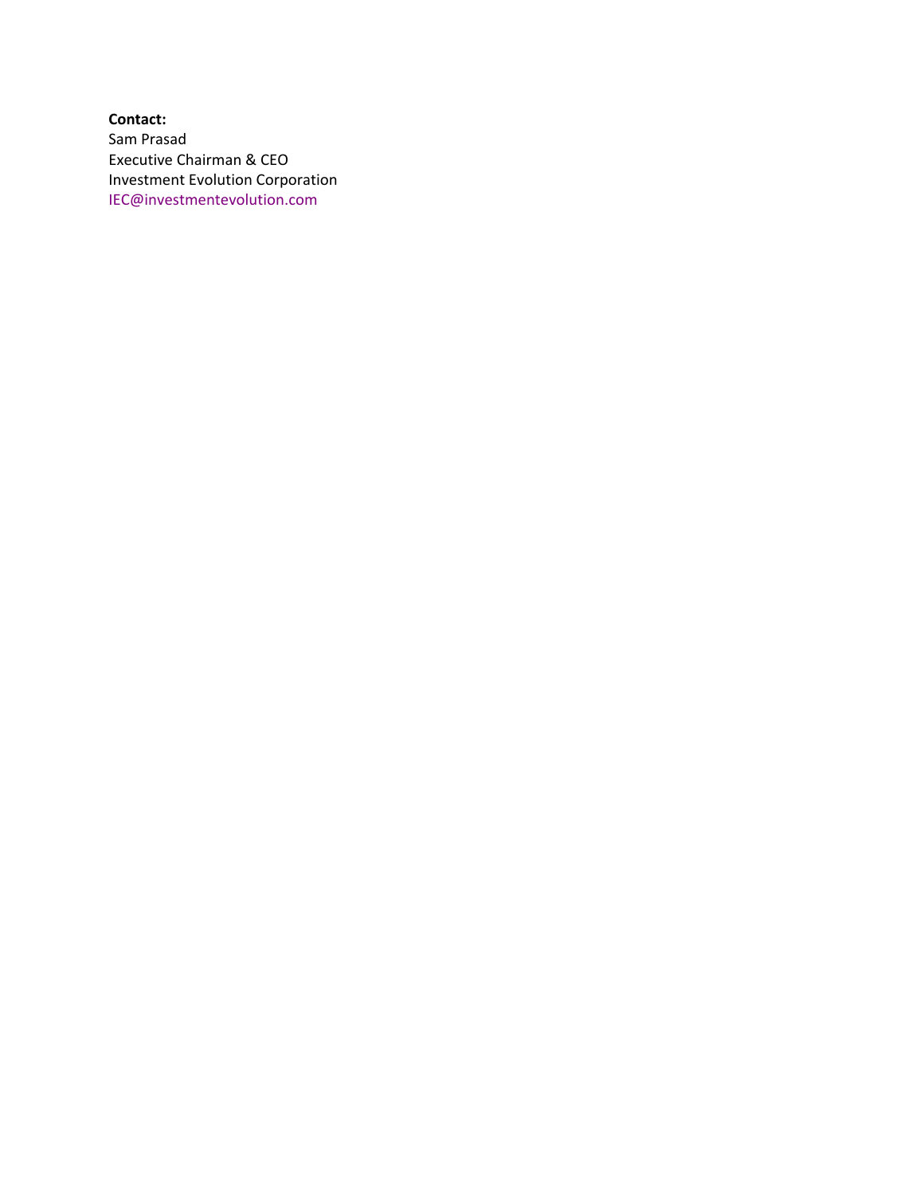**Contact:**
Sam Prasad
Executive Chairman & CEO
Investment Evolution Corporation
IEC@investmentevolution.com